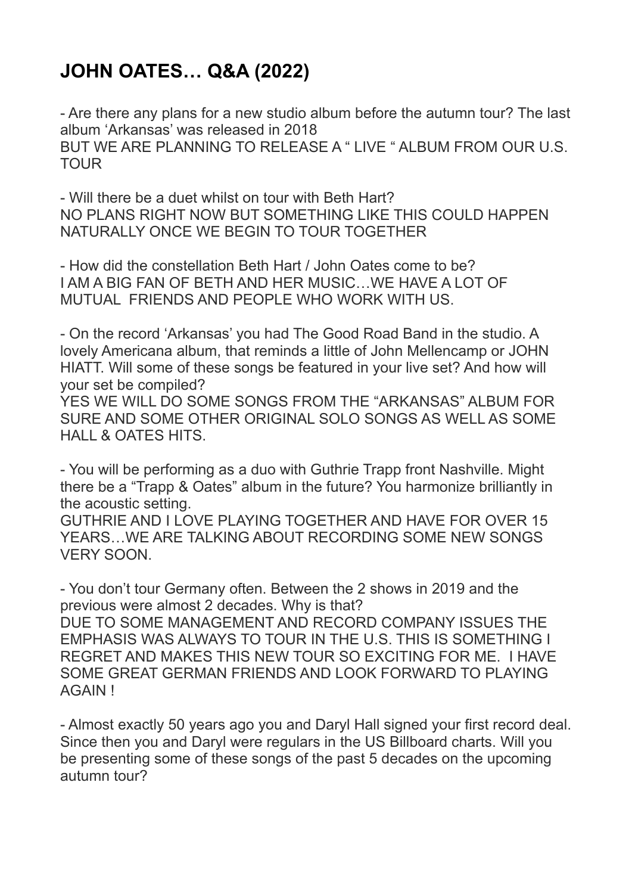# JOHN OATES… Q&A (2022)

- Are there any plans for a new studio album before the autumn tour? The last album 'Arkansas' was released in 2018
BUT WE ARE PLANNING TO RELEASE A " LIVE " ALBUM FROM OUR U.S. TOUR

- Will there be a duet whilst on tour with Beth Hart?
NO PLANS RIGHT NOW BUT SOMETHING LIKE THIS COULD HAPPEN NATURALLY ONCE WE BEGIN TO TOUR TOGETHER

- How did the constellation Beth Hart / John Oates come to be?
I AM A BIG FAN OF BETH AND HER MUSIC…WE HAVE A LOT OF MUTUAL FRIENDS AND PEOPLE WHO WORK WITH US.

- On the record 'Arkansas' you had The Good Road Band in the studio. A lovely Americana album, that reminds a little of John Mellencamp or JOHN HIATT. Will some of these songs be featured in your live set? And how will your set be compiled?
YES WE WILL DO SOME SONGS FROM THE "ARKANSAS" ALBUM FOR SURE AND SOME OTHER ORIGINAL SOLO SONGS AS WELL AS SOME HALL & OATES HITS.

- You will be performing as a duo with Guthrie Trapp front Nashville. Might there be a "Trapp & Oates" album in the future? You harmonize brilliantly in the acoustic setting.
GUTHRIE AND I LOVE PLAYING TOGETHER AND HAVE FOR OVER 15 YEARS…WE ARE TALKING ABOUT RECORDING SOME NEW SONGS VERY SOON.

- You don't tour Germany often. Between the 2 shows in 2019 and the previous were almost 2 decades. Why is that?
DUE TO SOME MANAGEMENT AND RECORD COMPANY ISSUES THE EMPHASIS WAS ALWAYS TO TOUR IN THE U.S. THIS IS SOMETHING I REGRET AND MAKES THIS NEW TOUR SO EXCITING FOR ME. I HAVE SOME GREAT GERMAN FRIENDS AND LOOK FORWARD TO PLAYING AGAIN !

- Almost exactly 50 years ago you and Daryl Hall signed your first record deal. Since then you and Daryl were regulars in the US Billboard charts. Will you be presenting some of these songs of the past 5 decades on the upcoming autumn tour?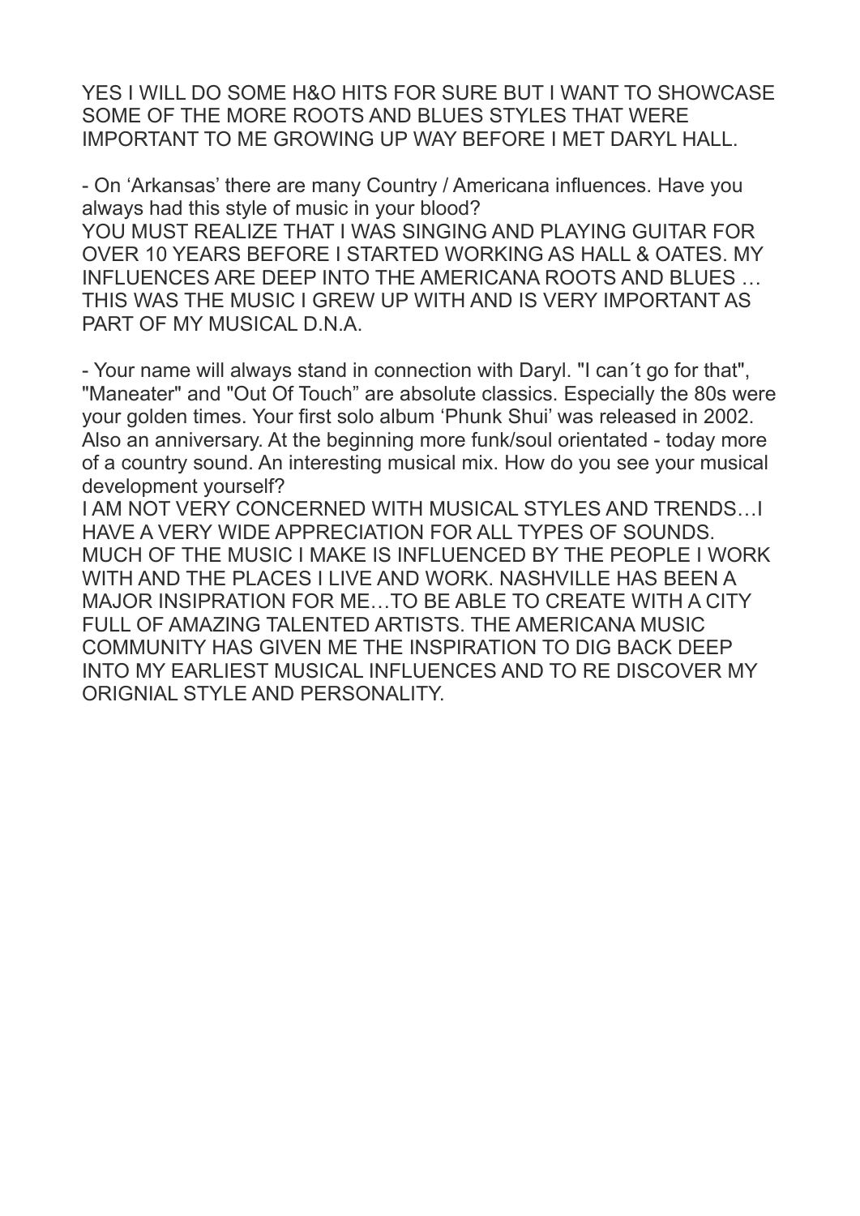YES I WILL DO SOME H&O HITS FOR SURE BUT I WANT TO SHOWCASE SOME OF THE MORE ROOTS AND BLUES STYLES THAT WERE IMPORTANT TO ME GROWING UP WAY BEFORE I MET DARYL HALL.

- On 'Arkansas' there are many Country / Americana influences. Have you always had this style of music in your blood?

YOU MUST REALIZE THAT I WAS SINGING AND PLAYING GUITAR FOR OVER 10 YEARS BEFORE I STARTED WORKING AS HALL & OATES. MY INFLUENCES ARE DEEP INTO THE AMERICANA ROOTS AND BLUES … THIS WAS THE MUSIC I GREW UP WITH AND IS VERY IMPORTANT AS PART OF MY MUSICAL D.N.A.

- Your name will always stand in connection with Daryl. "I can´t go for that", "Maneater" and "Out Of Touch" are absolute classics. Especially the 80s were your golden times. Your first solo album 'Phunk Shui' was released in 2002. Also an anniversary. At the beginning more funk/soul orientated - today more of a country sound. An interesting musical mix. How do you see your musical development yourself?

I AM NOT VERY CONCERNED WITH MUSICAL STYLES AND TRENDS…I HAVE A VERY WIDE APPRECIATION FOR ALL TYPES OF SOUNDS. MUCH OF THE MUSIC I MAKE IS INFLUENCED BY THE PEOPLE I WORK WITH AND THE PLACES I LIVE AND WORK. NASHVILLE HAS BEEN A MAJOR INSIPRATION FOR ME…TO BE ABLE TO CREATE WITH A CITY FULL OF AMAZING TALENTED ARTISTS. THE AMERICANA MUSIC COMMUNITY HAS GIVEN ME THE INSPIRATION TO DIG BACK DEEP INTO MY EARLIEST MUSICAL INFLUENCES AND TO RE DISCOVER MY ORIGNIAL STYLE AND PERSONALITY.